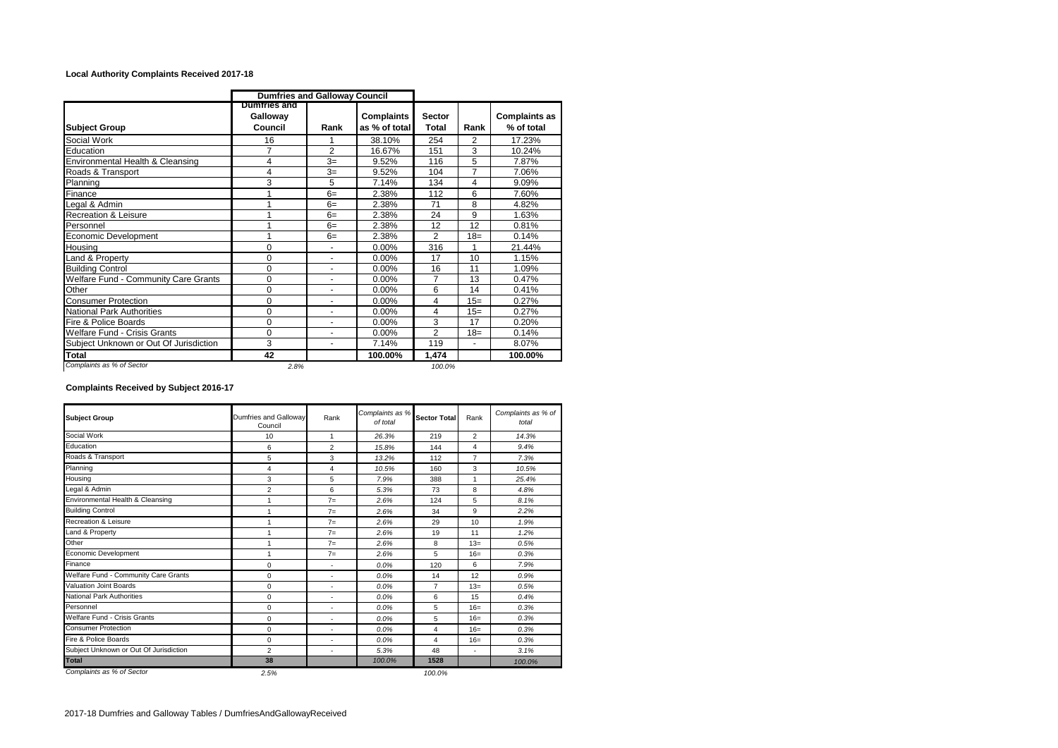### Local Authority Complaints Received 2017-18

| | Dumfries and Galloway Council | | | | | |
|---|---|---|---|---|---|---|
| **Subject Group** | **Dumfries and Galloway Council** | **Rank** | **Complaints as % of total** | **Sector Total** | **Rank** | **Complaints as % of total** |
| Social Work | 16 | 1 | 38.10% | 254 | 2 | 17.23% |
| Education | 7 | 2 | 16.67% | 151 | 3 | 10.24% |
| Environmental Health & Cleansing | 4 | 3= | 9.52% | 116 | 5 | 7.87% |
| Roads & Transport | 4 | 3= | 9.52% | 104 | 7 | 7.06% |
| Planning | 3 | 5 | 7.14% | 134 | 4 | 9.09% |
| Finance | 1 | 6= | 2.38% | 112 | 6 | 7.60% |
| Legal & Admin | 1 | 6= | 2.38% | 71 | 8 | 4.82% |
| Recreation & Leisure | 1 | 6= | 2.38% | 24 | 9 | 1.63% |
| Personnel | 1 | 6= | 2.38% | 12 | 12 | 0.81% |
| Economic Development | 1 | 6= | 2.38% | 2 | 18= | 0.14% |
| Housing | 0 | - | 0.00% | 316 | 1 | 21.44% |
| Land & Property | 0 | - | 0.00% | 17 | 10 | 1.15% |
| Building Control | 0 | - | 0.00% | 16 | 11 | 1.09% |
| Welfare Fund - Community Care Grants | 0 | - | 0.00% | 7 | 13 | 0.47% |
| Other | 0 | - | 0.00% | 6 | 14 | 0.41% |
| Consumer Protection | 0 | - | 0.00% | 4 | 15= | 0.27% |
| National Park Authorities | 0 | - | 0.00% | 4 | 15= | 0.27% |
| Fire & Police Boards | 0 | - | 0.00% | 3 | 17 | 0.20% |
| Welfare Fund - Crisis Grants | 0 | - | 0.00% | 2 | 18= | 0.14% |
| Subject Unknown or Out Of Jurisdiction | 3 | - | 7.14% | 119 | - | 8.07% |
| **Total** | **42** | | **100.00%** | **1,474** | | **100.00%** |
| *Complaints as % of Sector* | *2.8%* | | | *100.0%* | | |

### Complaints Received by Subject 2016-17

| Subject Group | Dumfries and Galloway Council | Rank | *Complaints as % of total* | Sector Total | Rank | *Complaints as % of total* |
|---|---|---|---|---|---|---|
| Social Work | 10 | 1 | *26.3%* | 219 | 2 | *14.3%* |
| Education | 6 | 2 | *15.8%* | 144 | 4 | *9.4%* |
| Roads & Transport | 5 | 3 | *13.2%* | 112 | 7 | *7.3%* |
| Planning | 4 | 4 | *10.5%* | 160 | 3 | *10.5%* |
| Housing | 3 | 5 | *7.9%* | 388 | 1 | *25.4%* |
| Legal & Admin | 2 | 6 | *5.3%* | 73 | 8 | *4.8%* |
| Environmental Health & Cleansing | 1 | 7= | *2.6%* | 124 | 5 | *8.1%* |
| Building Control | 1 | 7= | *2.6%* | 34 | 9 | *2.2%* |
| Recreation & Leisure | 1 | 7= | *2.6%* | 29 | 10 | *1.9%* |
| Land & Property | 1 | 7= | *2.6%* | 19 | 11 | *1.2%* |
| Other | 1 | 7= | *2.6%* | 8 | 13= | *0.5%* |
| Economic Development | 1 | 7= | *2.6%* | 5 | 16= | *0.3%* |
| Finance | 0 | - | *0.0%* | 120 | 6 | *7.9%* |
| Welfare Fund - Community Care Grants | 0 | - | *0.0%* | 14 | 12 | *0.9%* |
| Valuation Joint Boards | 0 | - | *0.0%* | 7 | 13= | *0.5%* |
| National Park Authorities | 0 | - | *0.0%* | 6 | 15 | *0.4%* |
| Personnel | 0 | - | *0.0%* | 5 | 16= | *0.3%* |
| Welfare Fund - Crisis Grants | 0 | - | *0.0%* | 5 | 16= | *0.3%* |
| Consumer Protection | 0 | - | *0.0%* | 4 | 16= | *0.3%* |
| Fire & Police Boards | 0 | - | *0.0%* | 4 | 16= | *0.3%* |
| Subject Unknown or Out Of Jurisdiction | 2 | - | *5.3%* | 48 | - | *3.1%* |
| **Total** | **38** | | *100.0%* | **1528** | | *100.0%* |
| *Complaints as % of Sector* | *2.5%* | | | *100.0%* | | |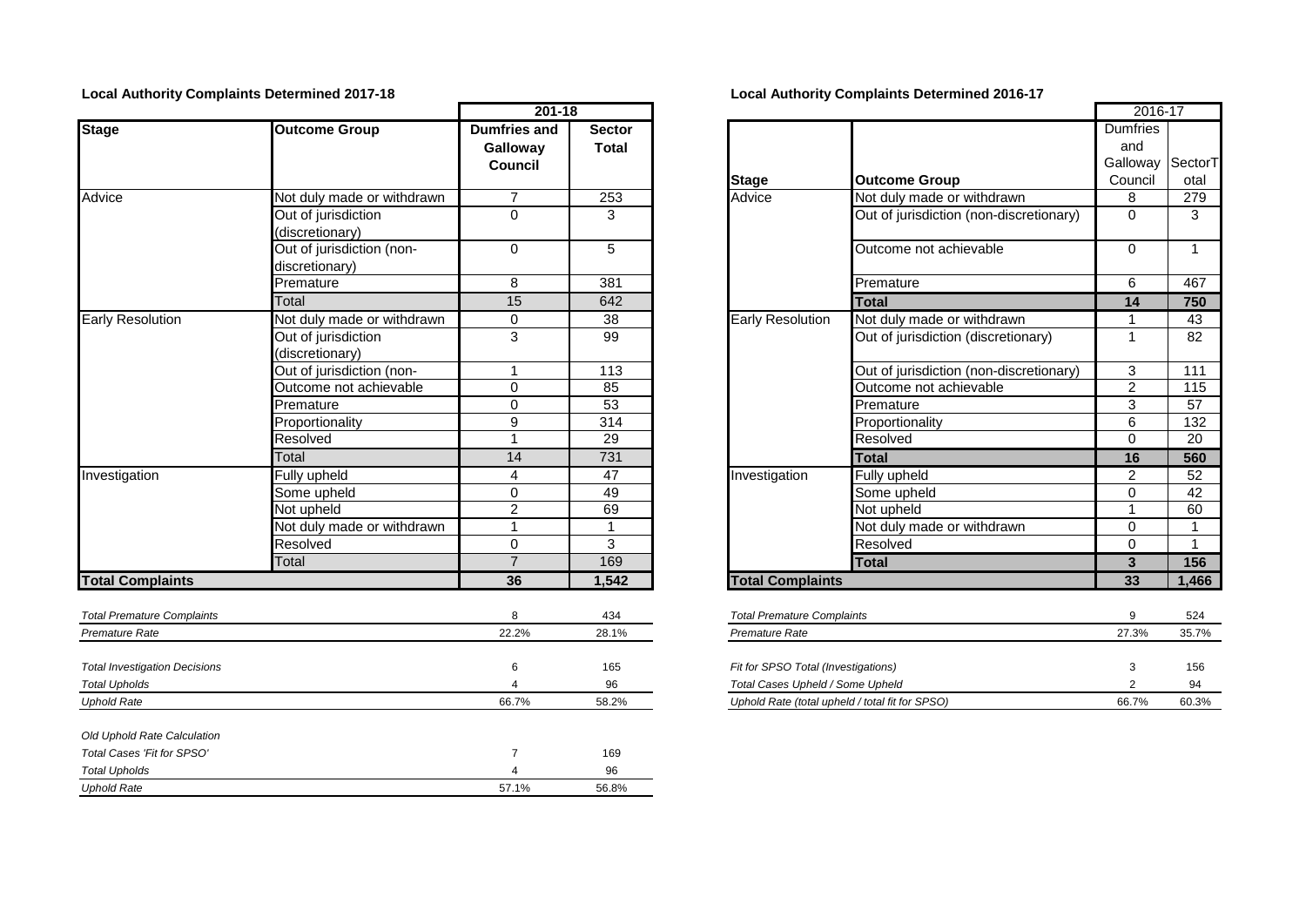**Local Authority Complaints Determined 2017-18**

| Stage | Outcome Group | 201-18 Dumfries and Galloway Council | 201-18 Sector Total |
|---|---|---|---|
| Advice | Not duly made or withdrawn | 7 | 253 |
| | Out of jurisdiction (discretionary) | 0 | 3 |
| | Out of jurisdiction (non-discretionary) | 0 | 5 |
| | Premature | 8 | 381 |
| | Total | 15 | 642 |
| Early Resolution | Not duly made or withdrawn | 0 | 38 |
| | Out of jurisdiction (discretionary) | 3 | 99 |
| | Out of jurisdiction (non- | 1 | 113 |
| | Outcome not achievable | 0 | 85 |
| | Premature | 0 | 53 |
| | Proportionality | 9 | 314 |
| | Resolved | 1 | 29 |
| | Total | 14 | 731 |
| Investigation | Fully upheld | 4 | 47 |
| | Some upheld | 0 | 49 |
| | Not upheld | 2 | 69 |
| | Not duly made or withdrawn | 1 | 1 |
| | Resolved | 0 | 3 |
| | Total | 7 | 169 |
| **Total Complaints** | | **36** | **1,542** |

| | | |
|---|---|---|
| *Total Premature Complaints* | 8 | 434 |
| *Premature Rate* | 22.2% | 28.1% |
| *Total Investigation Decisions* | 6 | 165 |
| *Total Upholds* | 4 | 96 |
| *Uphold Rate* | 66.7% | 58.2% |
| *Old Uphold Rate Calculation* | | |
| *Total Cases 'Fit for SPSO'* | 7 | 169 |
| *Total Upholds* | 4 | 96 |
| *Uphold Rate* | 57.1% | 56.8% |

**Local Authority Complaints Determined 2016-17**

| Stage | Outcome Group | 2016-17 Dumfries and Galloway Council | 2016-17 SectorTotal |
|---|---|---|---|
| Advice | Not duly made or withdrawn | 8 | 279 |
| | Out of jurisdiction (non-discretionary) | 0 | 3 |
| | Outcome not achievable | 0 | 1 |
| | Premature | 6 | 467 |
| | **Total** | **14** | **750** |
| Early Resolution | Not duly made or withdrawn | 1 | 43 |
| | Out of jurisdiction (discretionary) | 1 | 82 |
| | Out of jurisdiction (non-discretionary) | 3 | 111 |
| | Outcome not achievable | 2 | 115 |
| | Premature | 3 | 57 |
| | Proportionality | 6 | 132 |
| | Resolved | 0 | 20 |
| | **Total** | **16** | **560** |
| Investigation | Fully upheld | 2 | 52 |
| | Some upheld | 0 | 42 |
| | Not upheld | 1 | 60 |
| | Not duly made or withdrawn | 0 | 1 |
| | Resolved | 0 | 1 |
| | **Total** | **3** | **156** |
| **Total Complaints** | | **33** | **1,466** |

| | | |
|---|---|---|
| *Total Premature Complaints* | 9 | 524 |
| *Premature Rate* | 27.3% | 35.7% |
| *Fit for SPSO Total (Investigations)* | 3 | 156 |
| *Total Cases Upheld / Some Upheld* | 2 | 94 |
| *Uphold Rate (total upheld / total fit for SPSO)* | 66.7% | 60.3% |